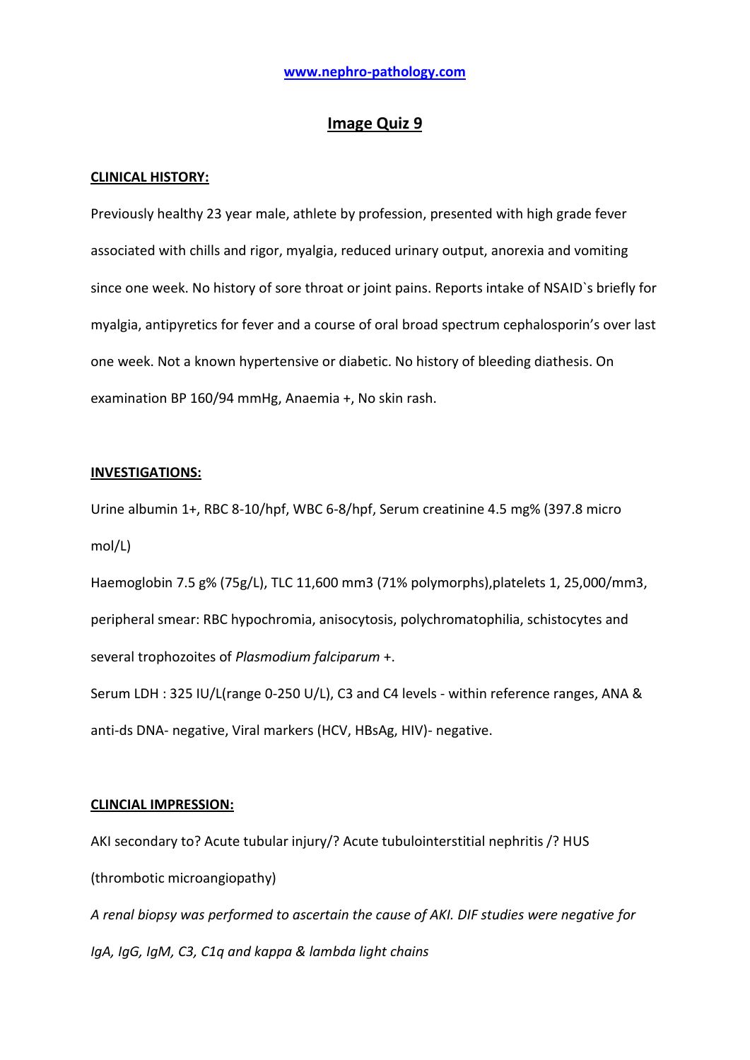www.nephro-pathology.com

# Image Quiz 9

**CLINICAL HISTORY:**

Previously healthy 23 year male, athlete by profession, presented with high grade fever associated with chills and rigor, myalgia, reduced urinary output, anorexia and vomiting since one week. No history of sore throat or joint pains. Reports intake of NSAID`s briefly for myalgia, antipyretics for fever and a course of oral broad spectrum cephalosporin's over last one week. Not a known hypertensive or diabetic. No history of bleeding diathesis. On examination BP 160/94 mmHg, Anaemia +, No skin rash.

**INVESTIGATIONS:**

Urine albumin 1+, RBC 8-10/hpf, WBC 6-8/hpf, Serum creatinine 4.5 mg% (397.8 micro mol/L)

Haemoglobin 7.5 g% (75g/L), TLC 11,600 mm3 (71% polymorphs),platelets 1, 25,000/mm3, peripheral smear: RBC hypochromia, anisocytosis, polychromatophilia, schistocytes and several trophozoites of *Plasmodium falciparum* +.

Serum LDH : 325 IU/L(range 0-250 U/L), C3 and C4 levels - within reference ranges, ANA & anti-ds DNA- negative, Viral markers (HCV, HBsAg, HIV)- negative.

**CLINCIAL IMPRESSION:**

AKI secondary to? Acute tubular injury/? Acute tubulointerstitial nephritis /? HUS (thrombotic microangiopathy)

*A renal biopsy was performed to ascertain the cause of AKI. DIF studies were negative for IgA, IgG, IgM, C3, C1q and kappa & lambda light chains*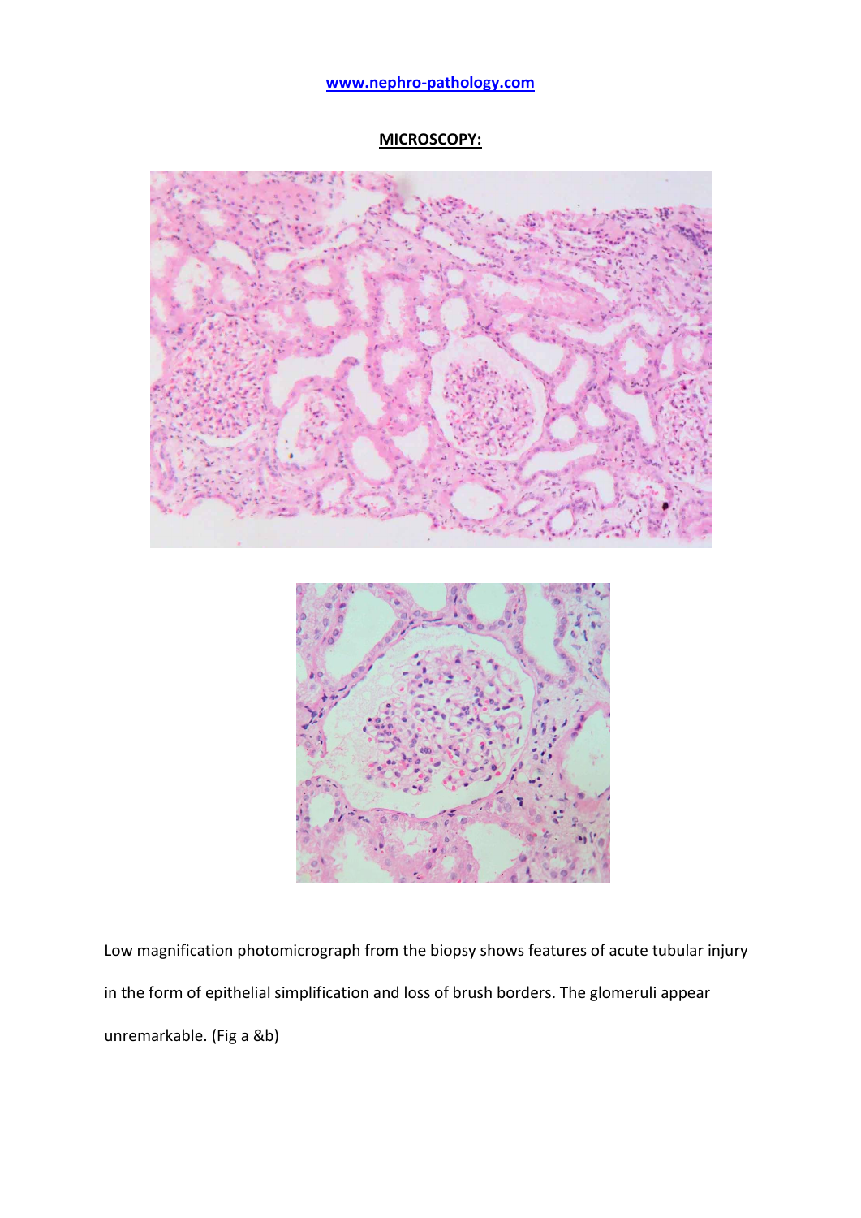**MICROSCOPY:**

Low magnification photomicrograph from the biopsy shows features of acute tubular injury in the form of epithelial simplification and loss of brush borders. The glomeruli appear unremarkable. (Fig a &b)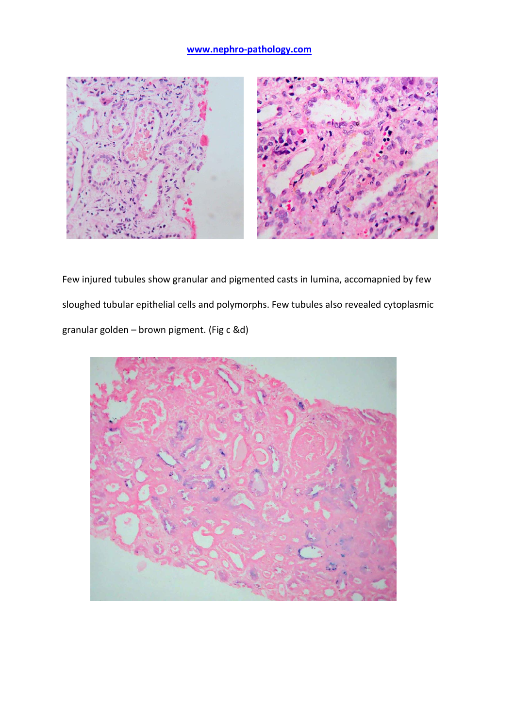Few injured tubules show granular and pigmented casts in lumina, accomapnied by few sloughed tubular epithelial cells and polymorphs. Few tubules also revealed cytoplasmic granular golden – brown pigment. (Fig c &d)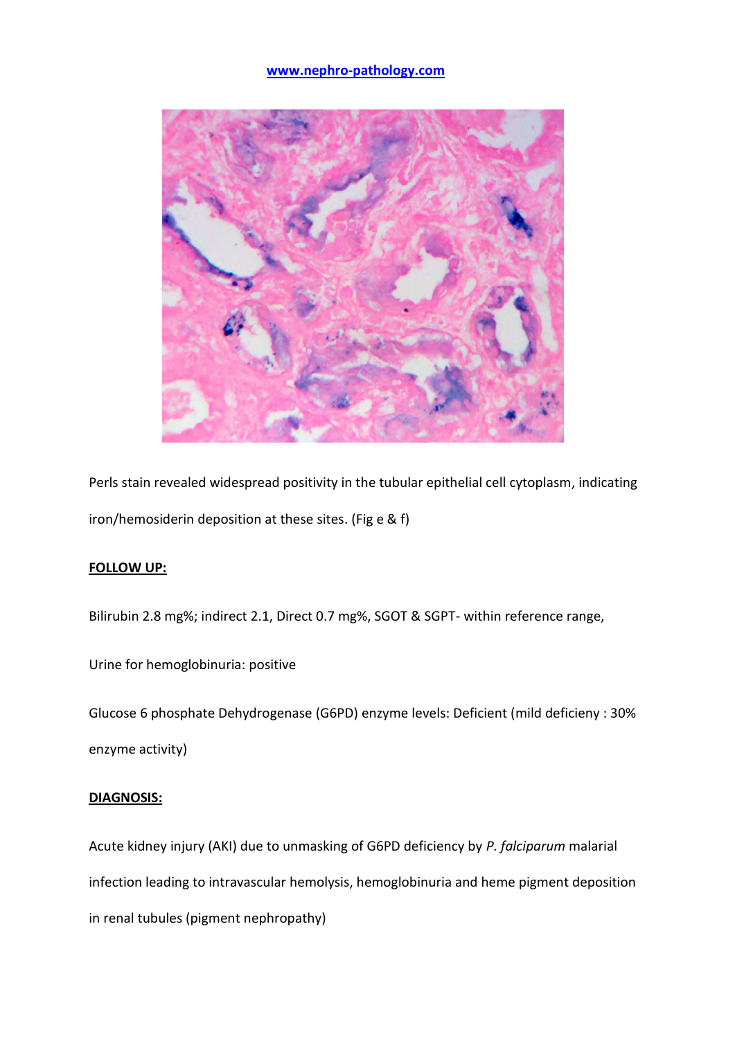Perls stain revealed widespread positivity in the tubular epithelial cell cytoplasm, indicating iron/hemosiderin deposition at these sites. (Fig e & f)

**FOLLOW UP:**

Bilirubin 2.8 mg%; indirect 2.1, Direct 0.7 mg%, SGOT & SGPT- within reference range,

Urine for hemoglobinuria: positive

Glucose 6 phosphate Dehydrogenase (G6PD) enzyme levels: Deficient (mild deficieny : 30% enzyme activity)

**DIAGNOSIS:**

Acute kidney injury (AKI) due to unmasking of G6PD deficiency by *P. falciparum* malarial infection leading to intravascular hemolysis, hemoglobinuria and heme pigment deposition in renal tubules (pigment nephropathy)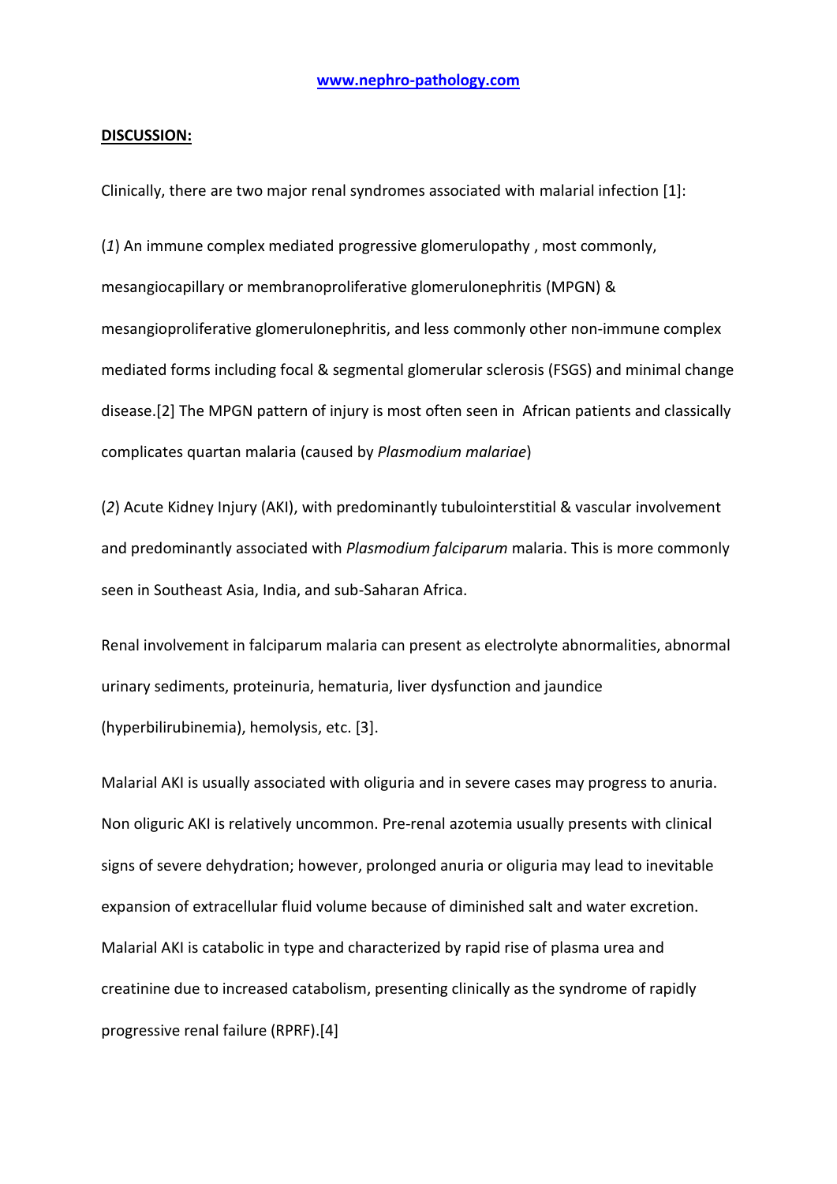## DISCUSSION:

Clinically, there are two major renal syndromes associated with malarial infection [1]:

(*1*) An immune complex mediated progressive glomerulopathy , most commonly, mesangiocapillary or membranoproliferative glomerulonephritis (MPGN) & mesangioproliferative glomerulonephritis, and less commonly other non-immune complex mediated forms including focal & segmental glomerular sclerosis (FSGS) and minimal change disease.[2] The MPGN pattern of injury is most often seen in African patients and classically complicates quartan malaria (caused by *Plasmodium malariae*)

(*2*) Acute Kidney Injury (AKI), with predominantly tubulointerstitial & vascular involvement and predominantly associated with *Plasmodium falciparum* malaria. This is more commonly seen in Southeast Asia, India, and sub-Saharan Africa.

Renal involvement in falciparum malaria can present as electrolyte abnormalities, abnormal urinary sediments, proteinuria, hematuria, liver dysfunction and jaundice (hyperbilirubinemia), hemolysis, etc. [3].

Malarial AKI is usually associated with oliguria and in severe cases may progress to anuria. Non oliguric AKI is relatively uncommon. Pre-renal azotemia usually presents with clinical signs of severe dehydration; however, prolonged anuria or oliguria may lead to inevitable expansion of extracellular fluid volume because of diminished salt and water excretion. Malarial AKI is catabolic in type and characterized by rapid rise of plasma urea and creatinine due to increased catabolism, presenting clinically as the syndrome of rapidly progressive renal failure (RPRF).[4]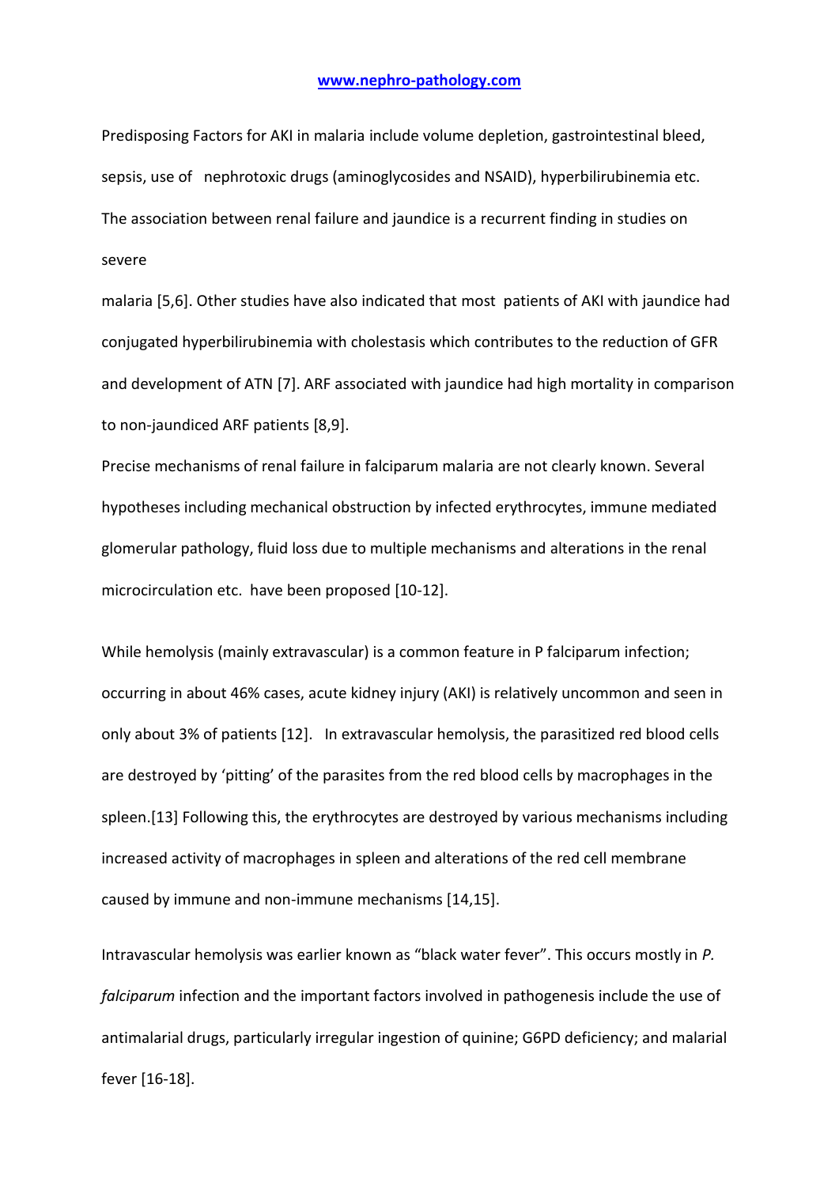Predisposing Factors for AKI in malaria include volume depletion, gastrointestinal bleed, sepsis, use of nephrotoxic drugs (aminoglycosides and NSAID), hyperbilirubinemia etc. The association between renal failure and jaundice is a recurrent finding in studies on severe malaria [5,6]. Other studies have also indicated that most patients of AKI with jaundice had conjugated hyperbilirubinemia with cholestasis which contributes to the reduction of GFR and development of ATN [7]. ARF associated with jaundice had high mortality in comparison to non-jaundiced ARF patients [8,9].

Precise mechanisms of renal failure in falciparum malaria are not clearly known. Several hypotheses including mechanical obstruction by infected erythrocytes, immune mediated glomerular pathology, fluid loss due to multiple mechanisms and alterations in the renal microcirculation etc. have been proposed [10-12].

While hemolysis (mainly extravascular) is a common feature in P falciparum infection; occurring in about 46% cases, acute kidney injury (AKI) is relatively uncommon and seen in only about 3% of patients [12]. In extravascular hemolysis, the parasitized red blood cells are destroyed by 'pitting' of the parasites from the red blood cells by macrophages in the spleen.[13] Following this, the erythrocytes are destroyed by various mechanisms including increased activity of macrophages in spleen and alterations of the red cell membrane caused by immune and non-immune mechanisms [14,15].

Intravascular hemolysis was earlier known as "black water fever". This occurs mostly in *P. falciparum* infection and the important factors involved in pathogenesis include the use of antimalarial drugs, particularly irregular ingestion of quinine; G6PD deficiency; and malarial fever [16-18].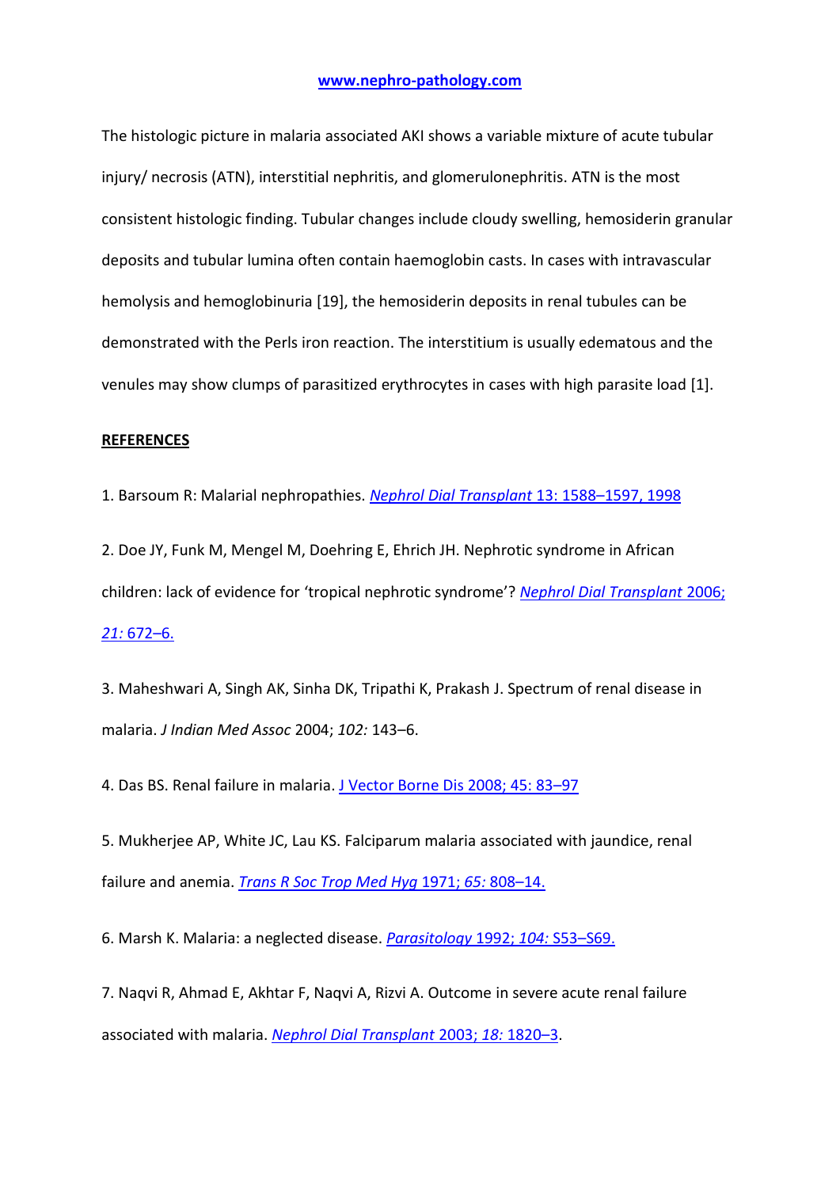The histologic picture in malaria associated AKI shows a variable mixture of acute tubular injury/ necrosis (ATN), interstitial nephritis, and glomerulonephritis. ATN is the most consistent histologic finding. Tubular changes include cloudy swelling, hemosiderin granular deposits and tubular lumina often contain haemoglobin casts. In cases with intravascular hemolysis and hemoglobinuria [19], the hemosiderin deposits in renal tubules can be demonstrated with the Perls iron reaction. The interstitium is usually edematous and the venules may show clumps of parasitized erythrocytes in cases with high parasite load [1].

**REFERENCES**

1. Barsoum R: Malarial nephropathies. *Nephrol Dial Transplant* 13: 1588–1597, 1998

2. Doe JY, Funk M, Mengel M, Doehring E, Ehrich JH. Nephrotic syndrome in African children: lack of evidence for 'tropical nephrotic syndrome'? *Nephrol Dial Transplant* 2006; *21:* 672–6.

3. Maheshwari A, Singh AK, Sinha DK, Tripathi K, Prakash J. Spectrum of renal disease in malaria. *J Indian Med Assoc* 2004; *102:* 143–6.

4. Das BS. Renal failure in malaria. J Vector Borne Dis 2008; 45: 83–97

5. Mukherjee AP, White JC, Lau KS. Falciparum malaria associated with jaundice, renal failure and anemia. *Trans R Soc Trop Med Hyg* 1971; *65:* 808–14.

6. Marsh K. Malaria: a neglected disease. *Parasitology* 1992; *104:* S53–S69.

7. Naqvi R, Ahmad E, Akhtar F, Naqvi A, Rizvi A. Outcome in severe acute renal failure associated with malaria. *Nephrol Dial Transplant* 2003; *18:* 1820–3.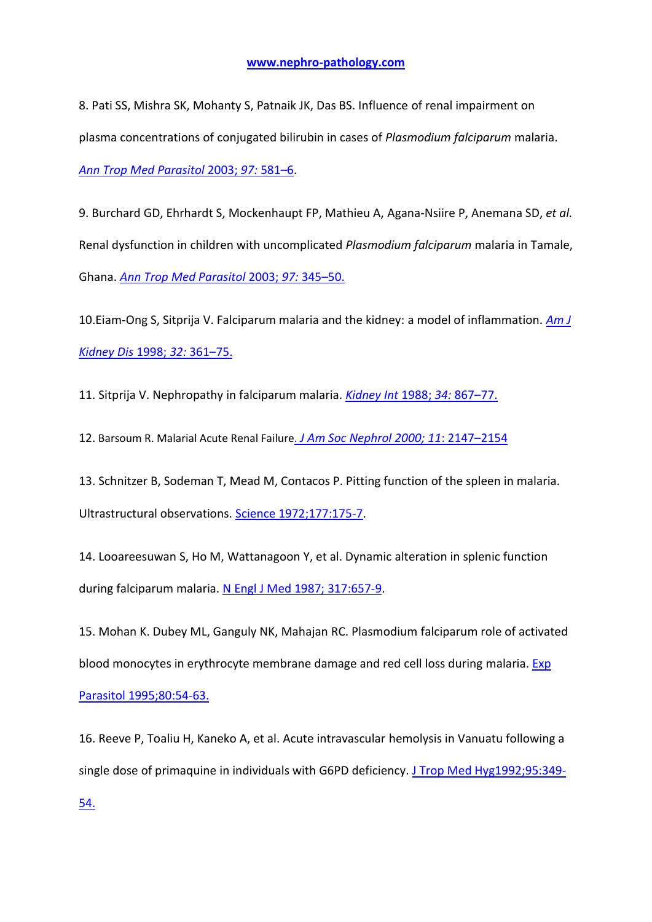8. Pati SS, Mishra SK, Mohanty S, Patnaik JK, Das BS. Influence of renal impairment on plasma concentrations of conjugated bilirubin in cases of *Plasmodium falciparum* malaria. *Ann Trop Med Parasitol* 2003; *97:* 581–6.

9. Burchard GD, Ehrhardt S, Mockenhaupt FP, Mathieu A, Agana-Nsiire P, Anemana SD, *et al.* Renal dysfunction in children with uncomplicated *Plasmodium falciparum* malaria in Tamale, Ghana. *Ann Trop Med Parasitol* 2003; *97:* 345–50.

10. Eiam-Ong S, Sitprija V. Falciparum malaria and the kidney: a model of inflammation. *Am J Kidney Dis* 1998; *32:* 361–75.

11. Sitprija V. Nephropathy in falciparum malaria. *Kidney Int* 1988; *34:* 867–77.

12. Barsoum R. Malarial Acute Renal Failure. *J Am Soc Nephrol 2000; 11*: 2147–2154

13. Schnitzer B, Sodeman T, Mead M, Contacos P. Pitting function of the spleen in malaria. Ultrastructural observations. Science 1972;177:175-7.

14. Looareesuwan S, Ho M, Wattanagoon Y, et al. Dynamic alteration in splenic function during falciparum malaria. N Engl J Med 1987; 317:657-9.

15. Mohan K. Dubey ML, Ganguly NK, Mahajan RC. Plasmodium falciparum role of activated blood monocytes in erythrocyte membrane damage and red cell loss during malaria. Exp Parasitol 1995;80:54-63.

16. Reeve P, Toaliu H, Kaneko A, et al. Acute intravascular hemolysis in Vanuatu following a single dose of primaquine in individuals with G6PD deficiency. J Trop Med Hyg1992;95:349-54.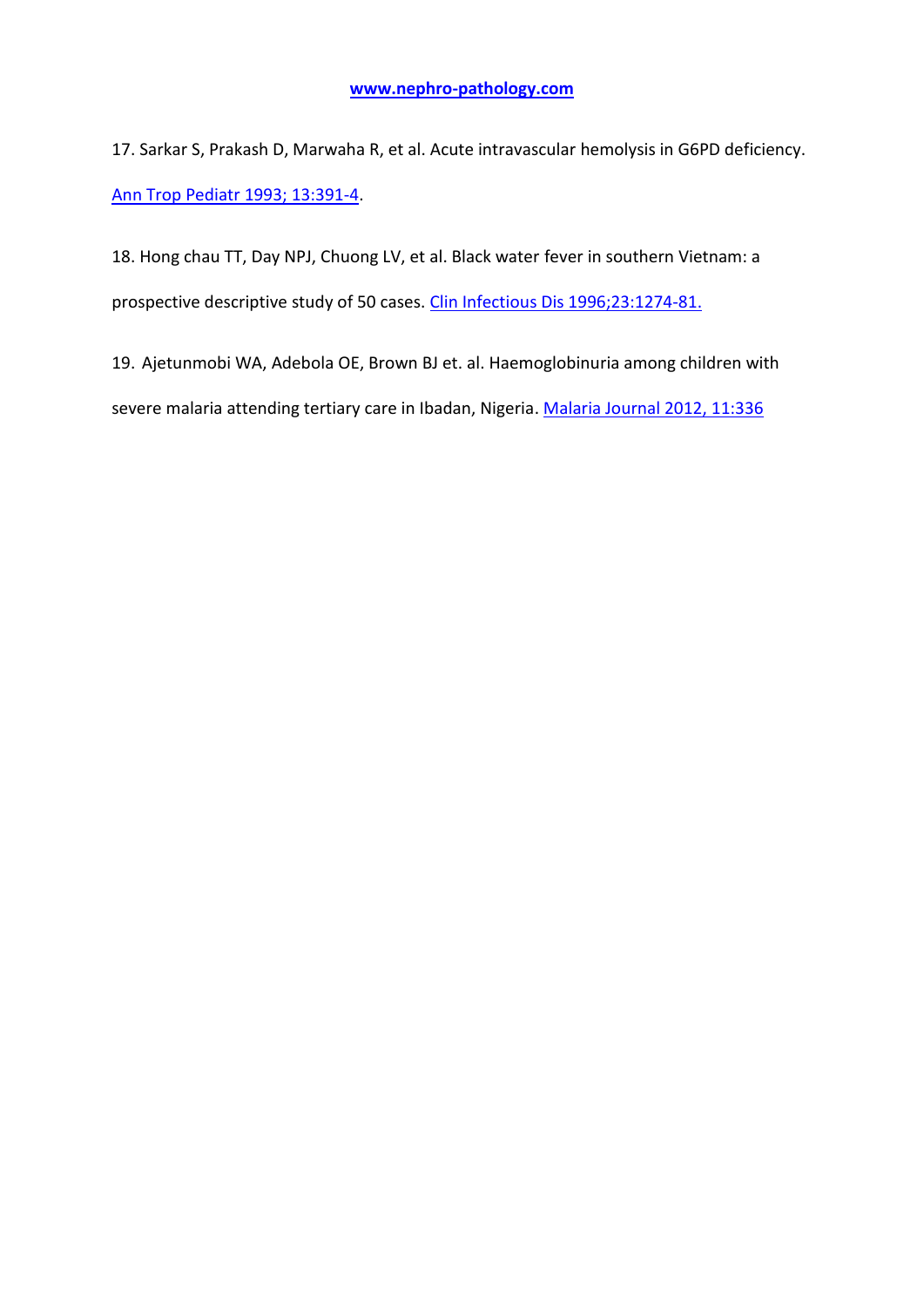17. Sarkar S, Prakash D, Marwaha R, et al. Acute intravascular hemolysis in G6PD deficiency. Ann Trop Pediatr 1993; 13:391-4.

18. Hong chau TT, Day NPJ, Chuong LV, et al. Black water fever in southern Vietnam: a prospective descriptive study of 50 cases. Clin Infectious Dis 1996;23:1274-81.

19. Ajetunmobi WA, Adebola OE, Brown BJ et. al. Haemoglobinuria among children with severe malaria attending tertiary care in Ibadan, Nigeria. Malaria Journal 2012, 11:336